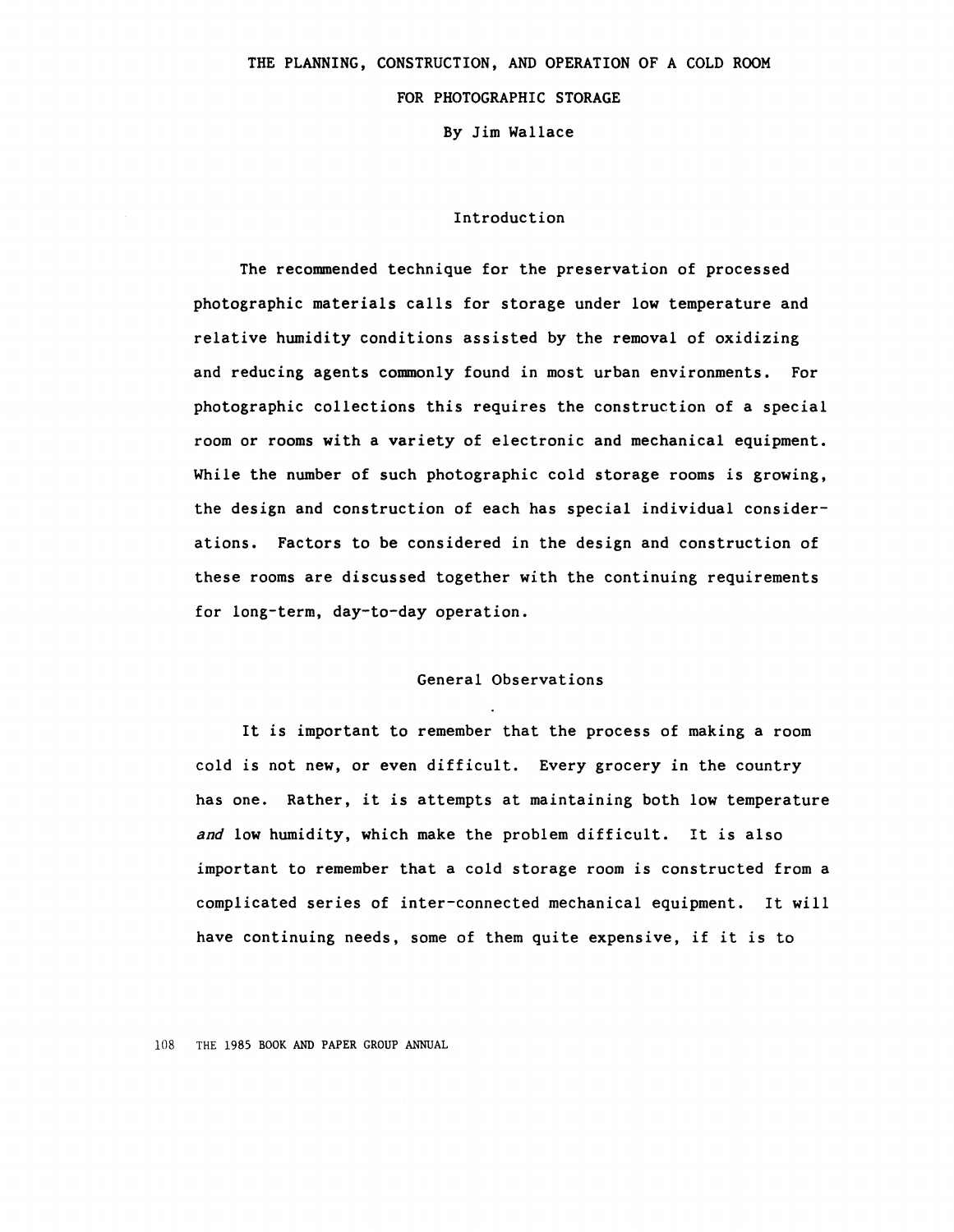# THE PLANNING, CONSTRUCTION, AND OPERATION OF A COLD ROOM FOR PHOTOGRAPHIC STORAGE

By Jim Wallace

## Introduction

The recommended technique for the preservation of processed photographic materials calls for storage under low temperature and relative humidity conditions assisted by the removal of oxidizing and reducing agents commonly found in most urban environments. For photographic collections this requires the construction of a special room or rooms with a variety of electronic and mechanical equipment. While the number of such photographic cold storage rooms is growing, the design and construction of each has special individual considerations. Factors to be considered in the design and construction of these rooms are discussed together with the continuing requirements for long-term, day-to-day operation.

## General Observations

It is important to remember that the process of making a room cold is not new, or even difficult. Every grocery in the country has one. Rather, it is attempts at maintaining both low temperature *and* low humidity, which make the problem difficult. It is also important to remember that a cold storage room is constructed from a complicated series of inter-connected mechanical equipment. It will have continuing needs, some of them quite expensive, if it is to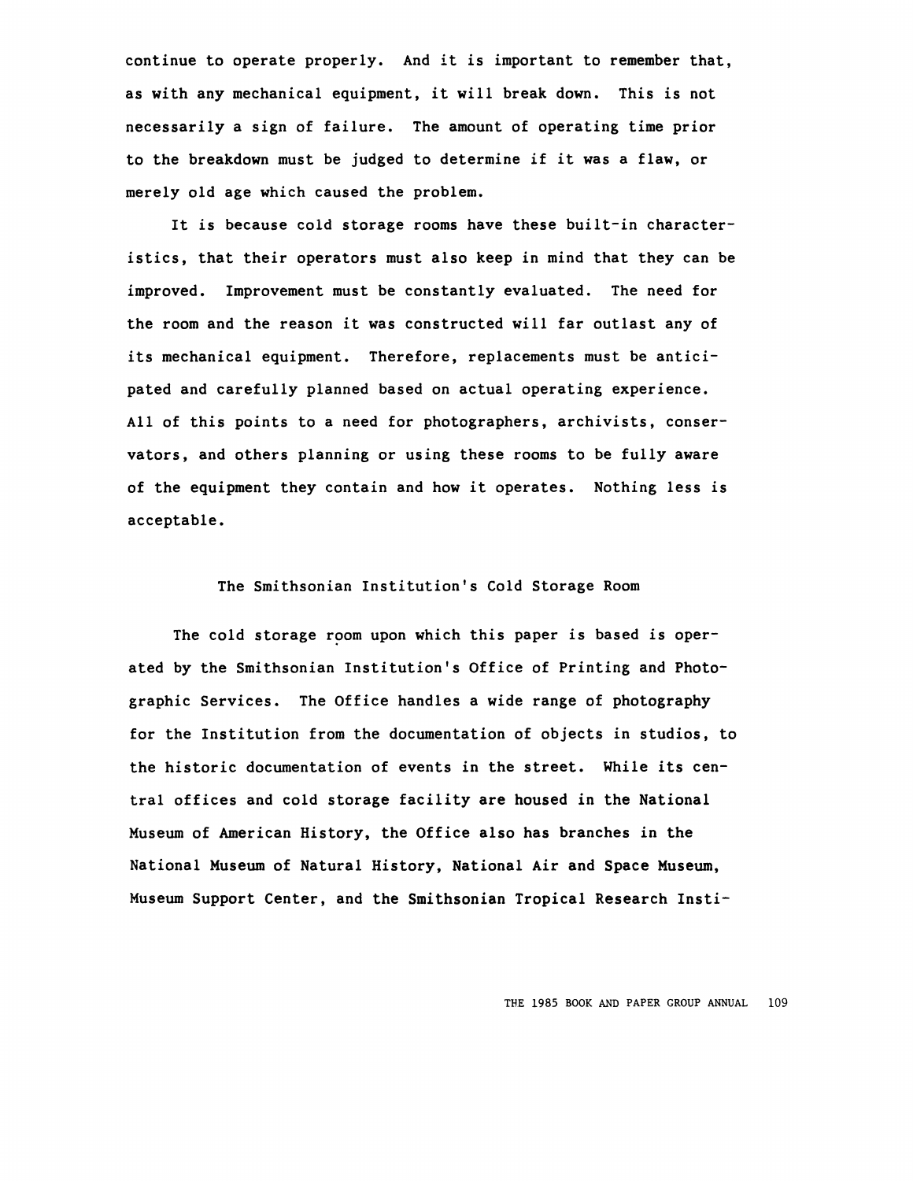continue to operate properly. And it is important to remember that, as with any mechanical equipment, it will break down. This is not necessarily a sign of failure. The amount of operating time prior to the breakdown must be judged to determine if it was a flaw, or merely old age which caused the problem.

It is because cold storage rooms have these built-in characteristics, that their operators must also keep in mind that they can be improved. Improvement must be constantly evaluated. The need for the room and the reason it was constructed will far outlast any of its mechanical equipment. Therefore, replacements must be anticipated and carefully planned based on actual operating experience. All of this points to a need for photographers, archivists, conservators, and others planning or using these rooms to be fully aware of the equipment they contain and how it operates. Nothing less is acceptable.

## The Smithsonian Institution's Cold Storage Room

The cold storage room upon which this paper is based is operated by the Smithsonian Institution's Office of Printing and Photographic Services. The Office handles a wide range of photography for the Institution from the documentation of objects in studios, to the historic documentation of events in the street. While its central offices and cold storage facility are housed in the National Museum of American History, the Office also has branches in the National Museum of Natural History, National Air and Space Museum, Museum Support Center, and the Smithsonian Tropical Research Insti-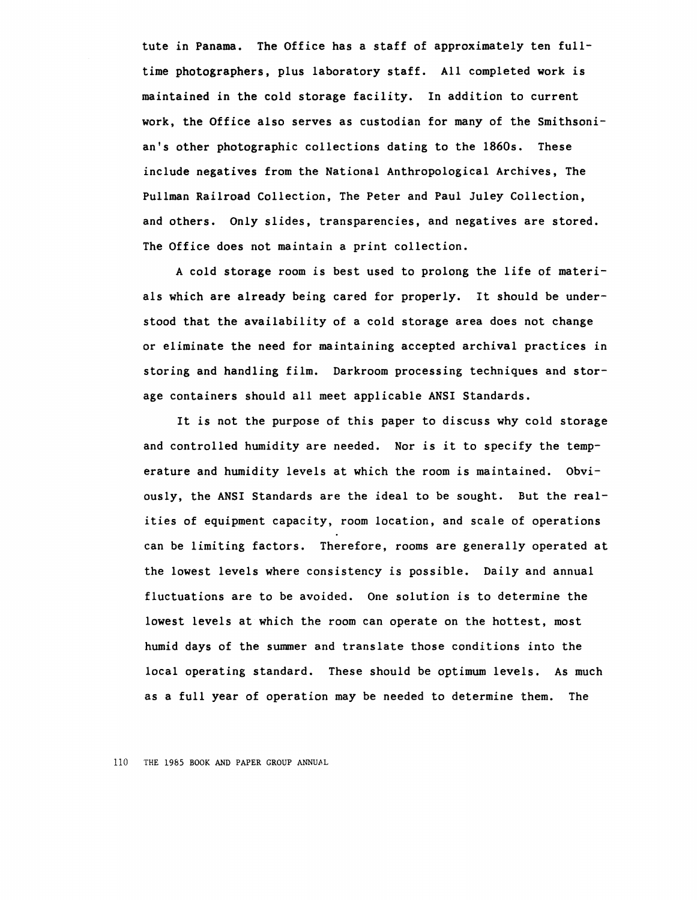tute in Panama. The Office has a staff of approximately ten full-time photographers, plus laboratory staff. All completed work is maintained in the cold storage facility. In addition to current work, the Office also serves as custodian for many of the Smithsonian's other photographic collections dating to the 1860s. These include negatives from the National Anthropological Archives, The Pullman Railroad Collection, The Peter and Paul Juley Collection, and others. Only slides, transparencies, and negatives are stored. The Office does not maintain a print collection.

A cold storage room is best used to prolong the life of materials which are already being cared for properly. It should be understood that the availability of a cold storage area does not change or eliminate the need for maintaining accepted archival practices in storing and handling film. Darkroom processing techniques and storage containers should all meet applicable ANSI Standards.

It is not the purpose of this paper to discuss why cold storage and controlled humidity are needed. Nor is it to specify the temperature and humidity levels at which the room is maintained. Obviously, the ANSI Standards are the ideal to be sought. But the realities of equipment capacity, room location, and scale of operations can be limiting factors. Therefore, rooms are generally operated at the lowest levels where consistency is possible. Daily and annual fluctuations are to be avoided. One solution is to determine the lowest levels at which the room can operate on the hottest, most humid days of the summer and translate those conditions into the local operating standard. These should be optimum levels. As much as a full year of operation may be needed to determine them. The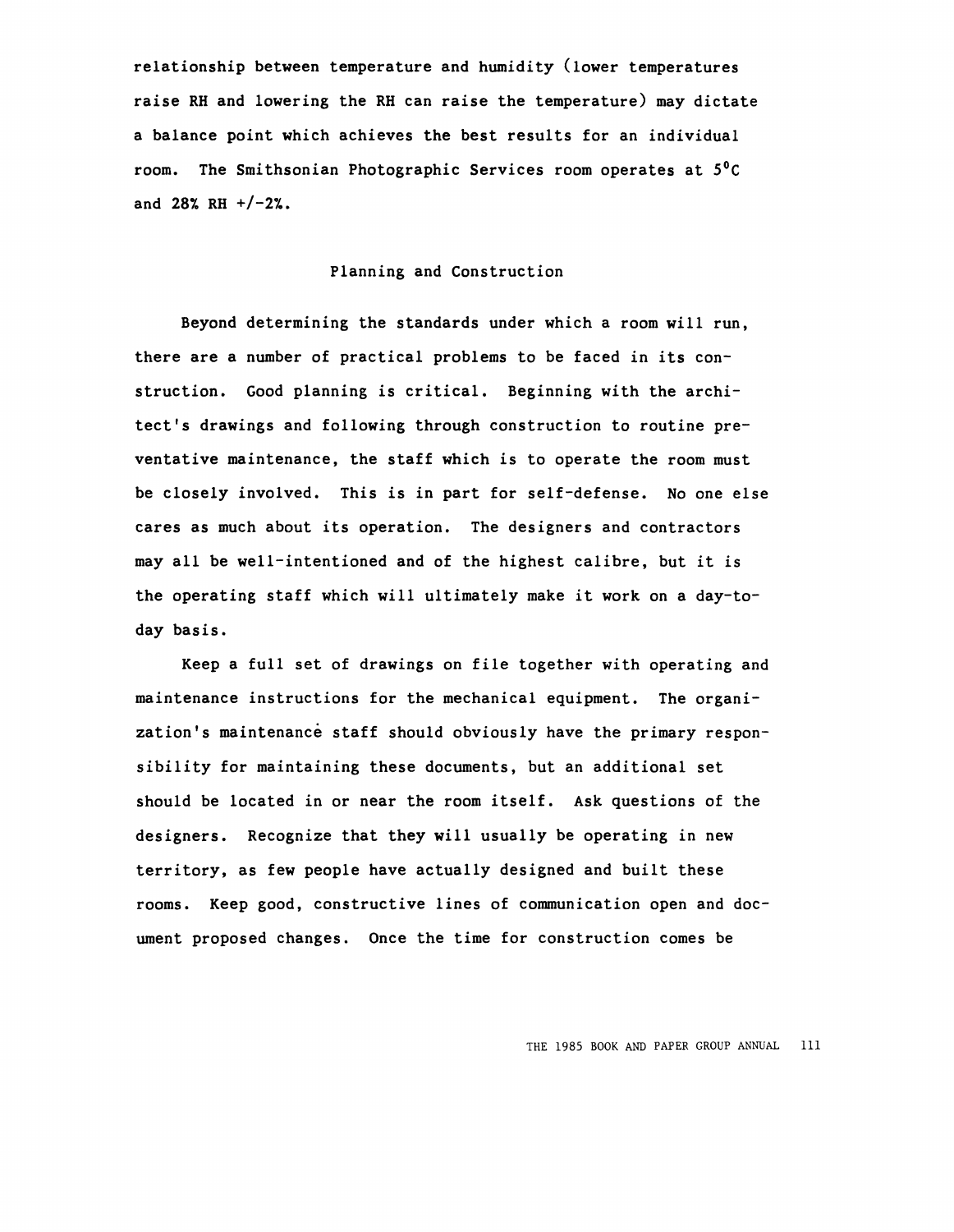relationship between temperature and humidity (lower temperatures raise RH and lowering the RH can raise the temperature) may dictate a balance point which achieves the best results for an individual room. The Smithsonian Photographic Services room operates at 5$^0$C and 28% RH +/-2%.

## Planning and Construction

Beyond determining the standards under which a room will run, there are a number of practical problems to be faced in its construction. Good planning is critical. Beginning with the architect's drawings and following through construction to routine preventative maintenance, the staff which is to operate the room must be closely involved. This is in part for self-defense. No one else cares as much about its operation. The designers and contractors may all be well-intentioned and of the highest calibre, but it is the operating staff which will ultimately make it work on a day-to-day basis.

Keep a full set of drawings on file together with operating and maintenance instructions for the mechanical equipment. The organization's maintenance staff should obviously have the primary responsibility for maintaining these documents, but an additional set should be located in or near the room itself. Ask questions of the designers. Recognize that they will usually be operating in new territory, as few people have actually designed and built these rooms. Keep good, constructive lines of communication open and document proposed changes. Once the time for construction comes be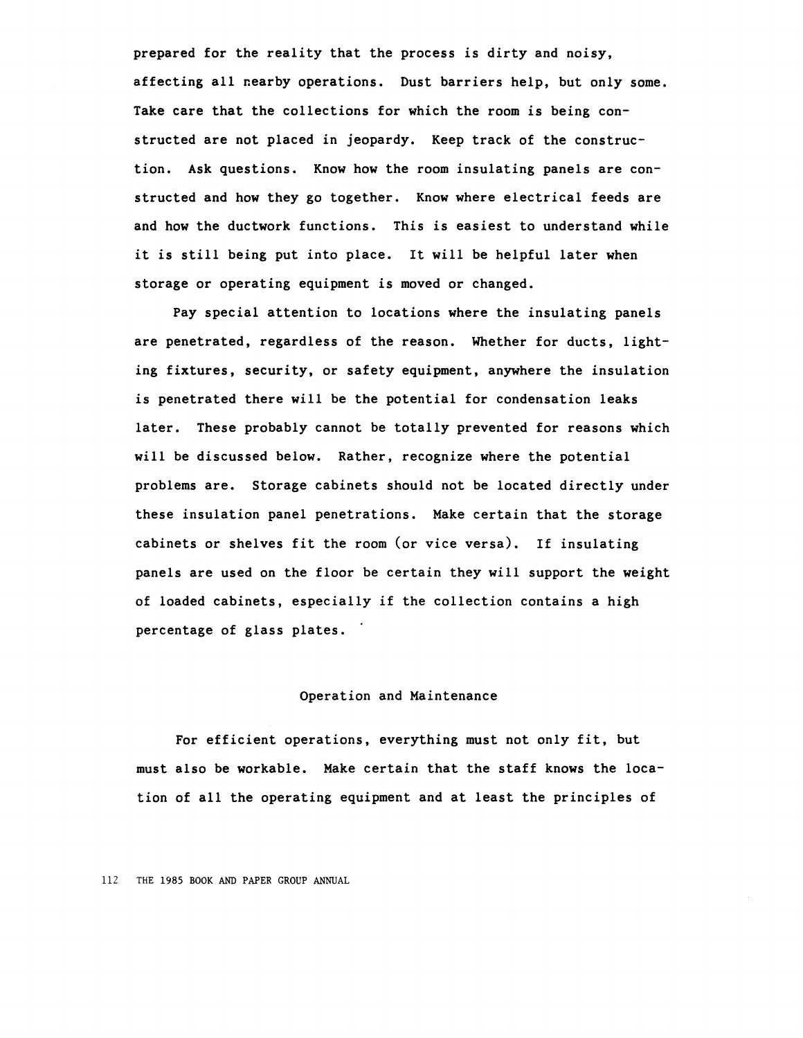prepared for the reality that the process is dirty and noisy, affecting all nearby operations. Dust barriers help, but only some. Take care that the collections for which the room is being constructed are not placed in jeopardy. Keep track of the construction. Ask questions. Know how the room insulating panels are constructed and how they go together. Know where electrical feeds are and how the ductwork functions. This is easiest to understand while it is still being put into place. It will be helpful later when storage or operating equipment is moved or changed.

Pay special attention to locations where the insulating panels are penetrated, regardless of the reason. Whether for ducts, lighting fixtures, security, or safety equipment, anywhere the insulation is penetrated there will be the potential for condensation leaks later. These probably cannot be totally prevented for reasons which will be discussed below. Rather, recognize where the potential problems are. Storage cabinets should not be located directly under these insulation panel penetrations. Make certain that the storage cabinets or shelves fit the room (or vice versa). If insulating panels are used on the floor be certain they will support the weight of loaded cabinets, especially if the collection contains a high percentage of glass plates.

## Operation and Maintenance

For efficient operations, everything must not only fit, but must also be workable. Make certain that the staff knows the location of all the operating equipment and at least the principles of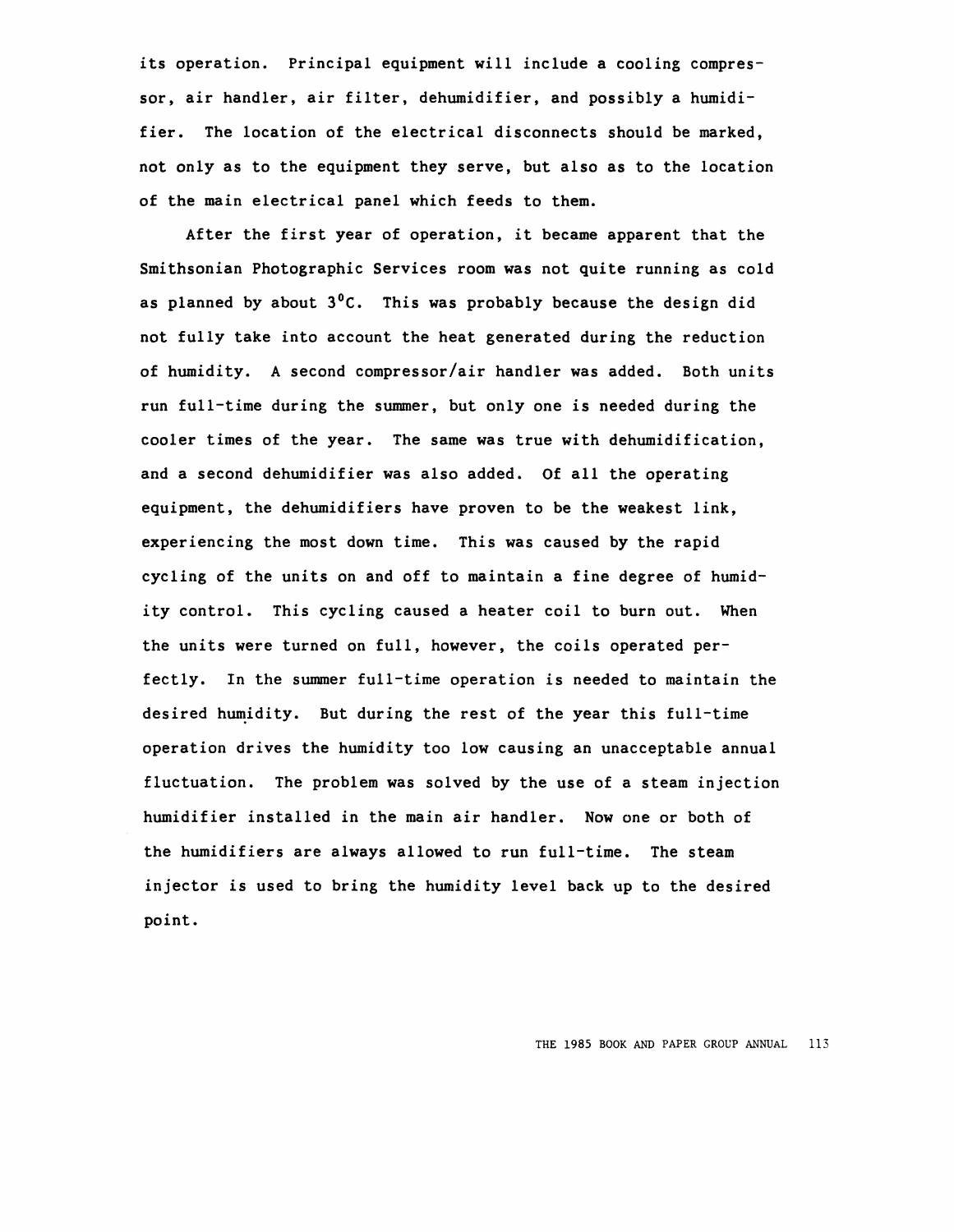its operation. Principal equipment will include a cooling compressor, air handler, air filter, dehumidifier, and possibly a humidifier. The location of the electrical disconnects should be marked, not only as to the equipment they serve, but also as to the location of the main electrical panel which feeds to them.

After the first year of operation, it became apparent that the Smithsonian Photographic Services room was not quite running as cold as planned by about 3°C. This was probably because the design did not fully take into account the heat generated during the reduction of humidity. A second compressor/air handler was added. Both units run full-time during the summer, but only one is needed during the cooler times of the year. The same was true with dehumidification, and a second dehumidifier was also added. Of all the operating equipment, the dehumidifiers have proven to be the weakest link, experiencing the most down time. This was caused by the rapid cycling of the units on and off to maintain a fine degree of humidity control. This cycling caused a heater coil to burn out. When the units were turned on full, however, the coils operated perfectly. In the summer full-time operation is needed to maintain the desired humidity. But during the rest of the year this full-time operation drives the humidity too low causing an unacceptable annual fluctuation. The problem was solved by the use of a steam injection humidifier installed in the main air handler. Now one or both of the humidifiers are always allowed to run full-time. The steam injector is used to bring the humidity level back up to the desired point.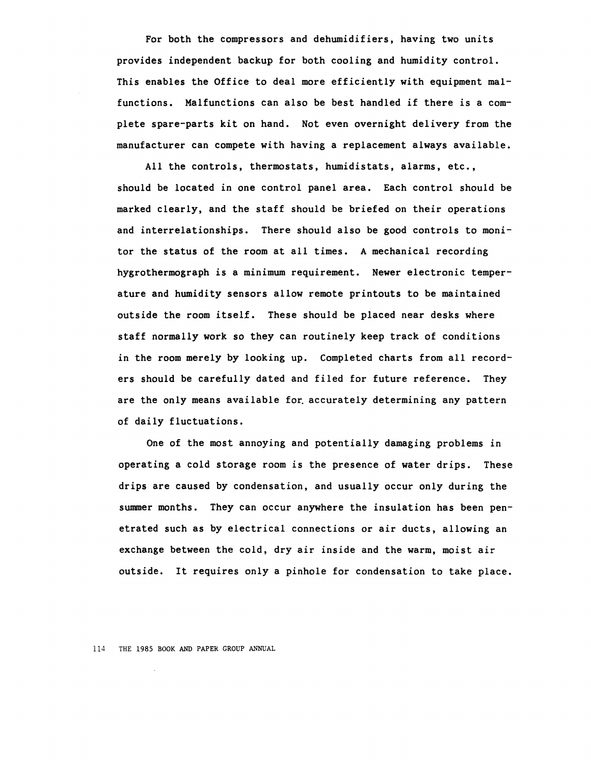For both the compressors and dehumidifiers, having two units provides independent backup for both cooling and humidity control. This enables the Office to deal more efficiently with equipment malfunctions. Malfunctions can also be best handled if there is a complete spare-parts kit on hand. Not even overnight delivery from the manufacturer can compete with having a replacement always available.

All the controls, thermostats, humidistats, alarms, etc., should be located in one control panel area. Each control should be marked clearly, and the staff should be briefed on their operations and interrelationships. There should also be good controls to monitor the status of the room at all times. A mechanical recording hygrothermograph is a minimum requirement. Newer electronic temperature and humidity sensors allow remote printouts to be maintained outside the room itself. These should be placed near desks where staff normally work so they can routinely keep track of conditions in the room merely by looking up. Completed charts from all recorders should be carefully dated and filed for future reference. They are the only means available for accurately determining any pattern of daily fluctuations.

One of the most annoying and potentially damaging problems in operating a cold storage room is the presence of water drips. These drips are caused by condensation, and usually occur only during the summer months. They can occur anywhere the insulation has been penetrated such as by electrical connections or air ducts, allowing an exchange between the cold, dry air inside and the warm, moist air outside. It requires only a pinhole for condensation to take place.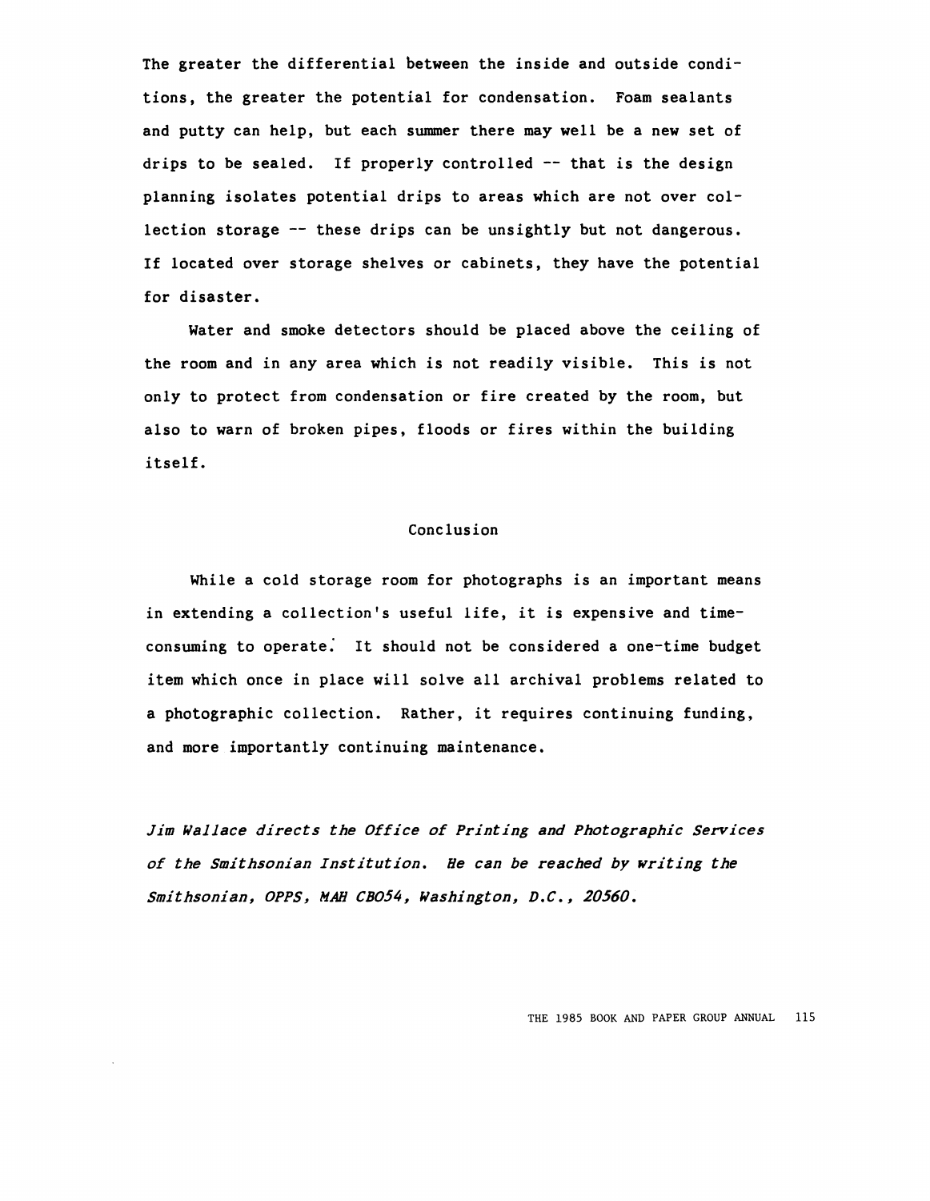The greater the differential between the inside and outside conditions, the greater the potential for condensation. Foam sealants and putty can help, but each summer there may well be a new set of drips to be sealed. If properly controlled -- that is the design planning isolates potential drips to areas which are not over collection storage -- these drips can be unsightly but not dangerous. If located over storage shelves or cabinets, they have the potential for disaster.

Water and smoke detectors should be placed above the ceiling of the room and in any area which is not readily visible. This is not only to protect from condensation or fire created by the room, but also to warn of broken pipes, floods or fires within the building itself.

## Conclusion

While a cold storage room for photographs is an important means in extending a collection's useful life, it is expensive and time-consuming to operate. It should not be considered a one-time budget item which once in place will solve all archival problems related to a photographic collection. Rather, it requires continuing funding, and more importantly continuing maintenance.

*Jim Wallace directs the Office of Printing and Photographic Services of the Smithsonian Institution. He can be reached by writing the Smithsonian, OPPS, MAH CB054, Washington, D.C., 20560.*